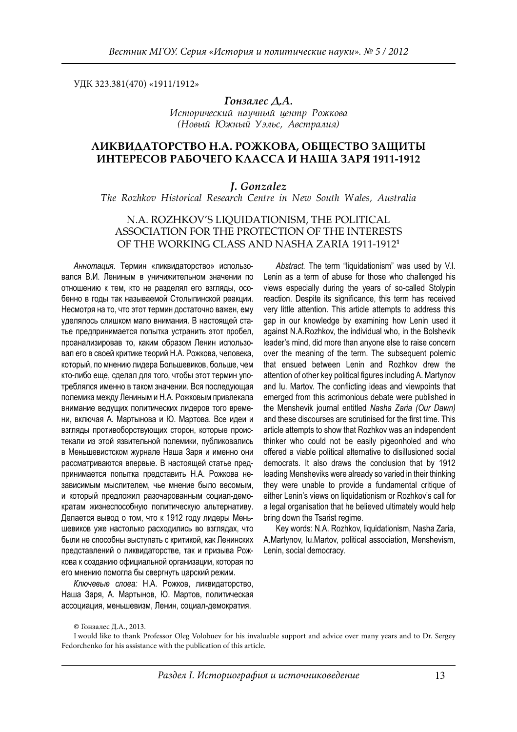УДК 323.381(470) «1911/1912»

***Гонзалес Д.А.***

*Исторический научный центр Рожкова*
*(Новый Южный Уэльс, Австралия)*

# ЛИКВИДАТОРСТВО Н.А. РОЖКОВА, ОБЩЕСТВО ЗАЩИТЫ ИНТЕРЕСОВ РАБОЧЕГО КЛАССА И НАША ЗАРЯ 1911-1912

***J. Gonzalez***

*The Rozhkov Historical Research Centre in New South Wales, Australia*

# N.A. ROZHKOV'S LIQUIDATIONISM, THE POLITICAL ASSOCIATION FOR THE PROTECTION OF THE INTERESTS OF THE WORKING CLASS AND NASHA ZARIA 1911-1912[1]

*Аннотация.* Термин «ликвидаторство» использовался В.И. Лениным в уничижительном значении по отношению к тем, кто не разделял его взгляды, особенно в годы так называемой Столыпинской реакции. Несмотря на то, что этот термин достаточно важен, ему уделялось слишком мало внимания. В настоящей статье предпринимается попытка устранить этот пробел, проанализировав то, каким образом Ленин использовал его в своей критике теорий Н.А. Рожкова, человека, который, по мнению лидера Большевиков, больше, чем кто-либо еще, сделал для того, чтобы этот термин употреблялся именно в таком значении. Вся последующая полемика между Лениным и Н.А. Рожковым привлекала внимание ведущих политических лидеров того времени, включая А. Мартынова и Ю. Мартова. Все идеи и взгляды противоборствующих сторон, которые проистекали из этой язвительной полемики, публиковались в Меньшевистском журнале Наша Заря и именно они рассматриваются впервые. В настоящей статье предпринимается попытка представить Н.А. Рожкова независимым мыслителем, чье мнение было весомым, и который предложил разочарованным социал-демократам жизнеспособную политическую альтернативу. Делается вывод о том, что к 1912 году лидеры Меньшевиков уже настолько расходились во взглядах, что были не способны выступать с критикой, как Ленинских представлений о ликвидаторстве, так и призыва Рожкова к созданию официальной организации, которая по его мнению помогла бы свергнуть царский режим.

*Ключевые слова:* Н.А. Рожков, ликвидаторство, Наша Заря, А. Мартынов, Ю. Мартов, политическая ассоциация, меньшевизм, Ленин, социал-демократия.

*Abstract.* The term "liquidationism" was used by V.I. Lenin as a term of abuse for those who challenged his views especially during the years of so-called Stolypin reaction. Despite its significance, this term has received very little attention. This article attempts to address this gap in our knowledge by examining how Lenin used it against N.A.Rozhkov, the individual who, in the Bolshevik leader's mind, did more than anyone else to raise concern over the meaning of the term. The subsequent polemic that ensued between Lenin and Rozhkov drew the attention of other key political figures including A. Martynov and Iu. Martov. The conflicting ideas and viewpoints that emerged from this acrimonious debate were published in the Menshevik journal entitled *Nasha Zaria (Our Dawn)* and these discourses are scrutinised for the first time. This article attempts to show that Rozhkov was an independent thinker who could not be easily pigeonholed and who offered a viable political alternative to disillusioned social democrats. It also draws the conclusion that by 1912 leading Mensheviks were already so varied in their thinking they were unable to provide a fundamental critique of either Lenin's views on liquidationism or Rozhkov's call for a legal organisation that he believed ultimately would help bring down the Tsarist regime.

Key words: N.A. Rozhkov, liquidationism, Nasha Zaria, A.Martynov, Iu.Martov, political association, Menshevism, Lenin, social democracy.

---

© Гонзалес Д.А., 2013.

I would like to thank Professor Oleg Volobuev for his invaluable support and advice over many years and to Dr. Sergey Fedorchenko for his assistance with the publication of this article.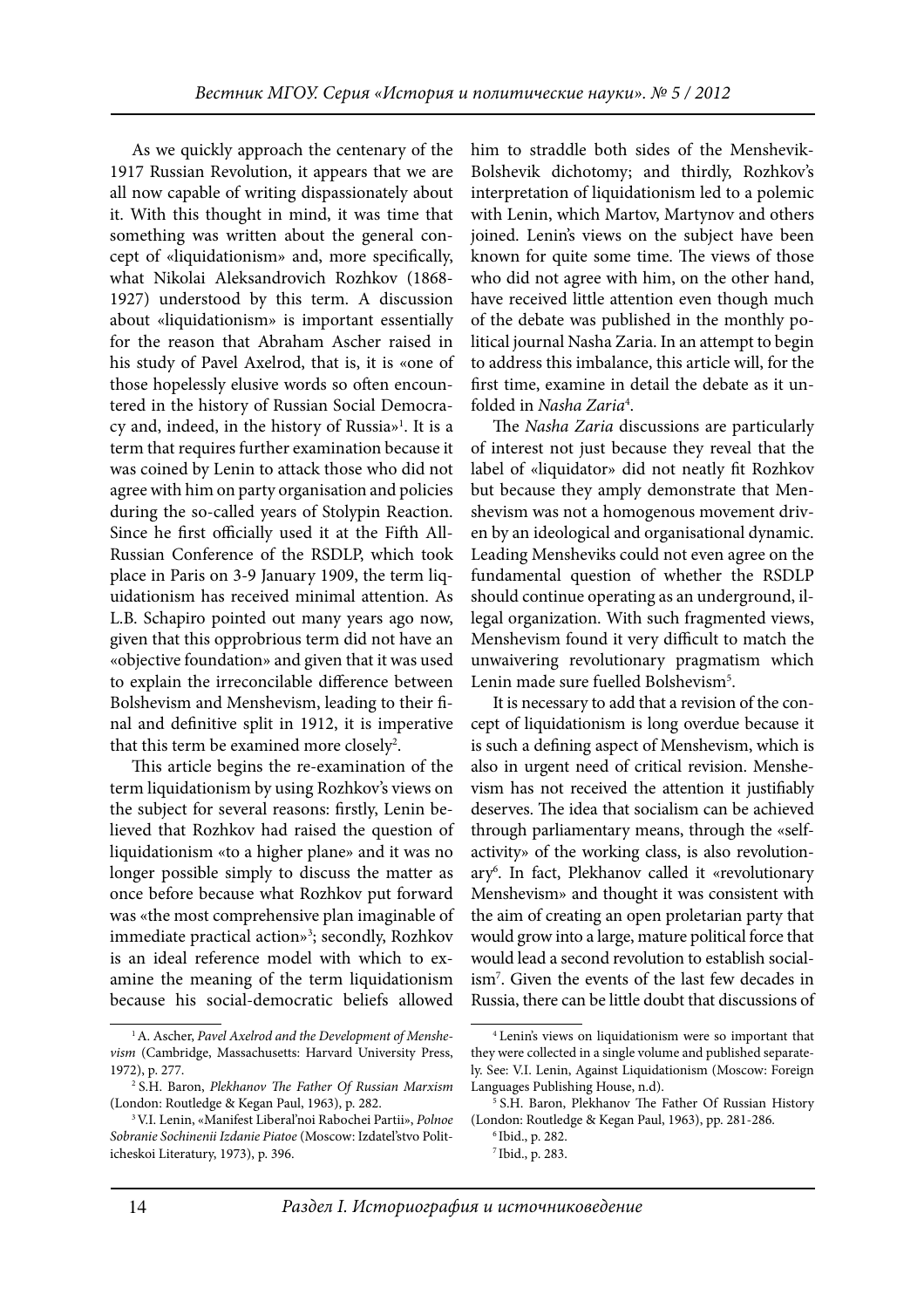As we quickly approach the centenary of the 1917 Russian Revolution, it appears that we are all now capable of writing dispassionately about it. With this thought in mind, it was time that something was written about the general concept of «liquidationism» and, more specifically, what Nikolai Aleksandrovich Rozhkov (1868-1927) understood by this term. A discussion about «liquidationism» is important essentially for the reason that Abraham Ascher raised in his study of Pavel Axelrod, that is, it is «one of those hopelessly elusive words so often encountered in the history of Russian Social Democracy and, indeed, in the history of Russia»[1]. It is a term that requires further examination because it was coined by Lenin to attack those who did not agree with him on party organisation and policies during the so-called years of Stolypin Reaction. Since he first officially used it at the Fifth All-Russian Conference of the RSDLP, which took place in Paris on 3-9 January 1909, the term liquidationism has received minimal attention. As L.B. Schapiro pointed out many years ago now, given that this opprobrious term did not have an «objective foundation» and given that it was used to explain the irreconcilable difference between Bolshevism and Menshevism, leading to their final and definitive split in 1912, it is imperative that this term be examined more closely[2].

This article begins the re-examination of the term liquidationism by using Rozhkov's views on the subject for several reasons: firstly, Lenin believed that Rozhkov had raised the question of liquidationism «to a higher plane» and it was no longer possible simply to discuss the matter as once before because what Rozhkov put forward was «the most comprehensive plan imaginable of immediate practical action»[3]; secondly, Rozhkov is an ideal reference model with which to examine the meaning of the term liquidationism because his social-democratic beliefs allowed him to straddle both sides of the Menshevik-Bolshevik dichotomy; and thirdly, Rozhkov's interpretation of liquidationism led to a polemic with Lenin, which Martov, Martynov and others joined. Lenin's views on the subject have been known for quite some time. The views of those who did not agree with him, on the other hand, have received little attention even though much of the debate was published in the monthly political journal Nasha Zaria. In an attempt to begin to address this imbalance, this article will, for the first time, examine in detail the debate as it unfolded in *Nasha Zaria*[4].

The *Nasha Zaria* discussions are particularly of interest not just because they reveal that the label of «liquidator» did not neatly fit Rozhkov but because they amply demonstrate that Menshevism was not a homogenous movement driven by an ideological and organisational dynamic. Leading Mensheviks could not even agree on the fundamental question of whether the RSDLP should continue operating as an underground, illegal organization. With such fragmented views, Menshevism found it very difficult to match the unwaivering revolutionary pragmatism which Lenin made sure fuelled Bolshevism[5].

It is necessary to add that a revision of the concept of liquidationism is long overdue because it is such a defining aspect of Menshevism, which is also in urgent need of critical revision. Menshevism has not received the attention it justifiably deserves. The idea that socialism can be achieved through parliamentary means, through the «self-activity» of the working class, is also revolutionary[6]. In fact, Plekhanov called it «revolutionary Menshevism» and thought it was consistent with the aim of creating an open proletarian party that would grow into a large, mature political force that would lead a second revolution to establish socialism[7]. Given the events of the last few decades in Russia, there can be little doubt that discussions of

---

[1] A. Ascher, *Pavel Axelrod and the Development of Menshevism* (Cambridge, Massachusetts: Harvard University Press, 1972), p. 277.

[2] S.H. Baron, *Plekhanov The Father Of Russian Marxism* (London: Routledge & Kegan Paul, 1963), p. 282.

[3] V.I. Lenin, «Manifest Liberal'noi Rabochei Partii», *Polnoe Sobranie Sochinenii Izdanie Piatoe* (Moscow: Izdatel'stvo Politicheskoi Literatury, 1973), p. 396.

[4] Lenin's views on liquidationism were so important that they were collected in a single volume and published separately. See: V.I. Lenin, Against Liquidationism (Moscow: Foreign Languages Publishing House, n.d).

[5] S.H. Baron, Plekhanov The Father Of Russian History (London: Routledge & Kegan Paul, 1963), pp. 281-286.

[6] Ibid., p. 282.

[7] Ibid., p. 283.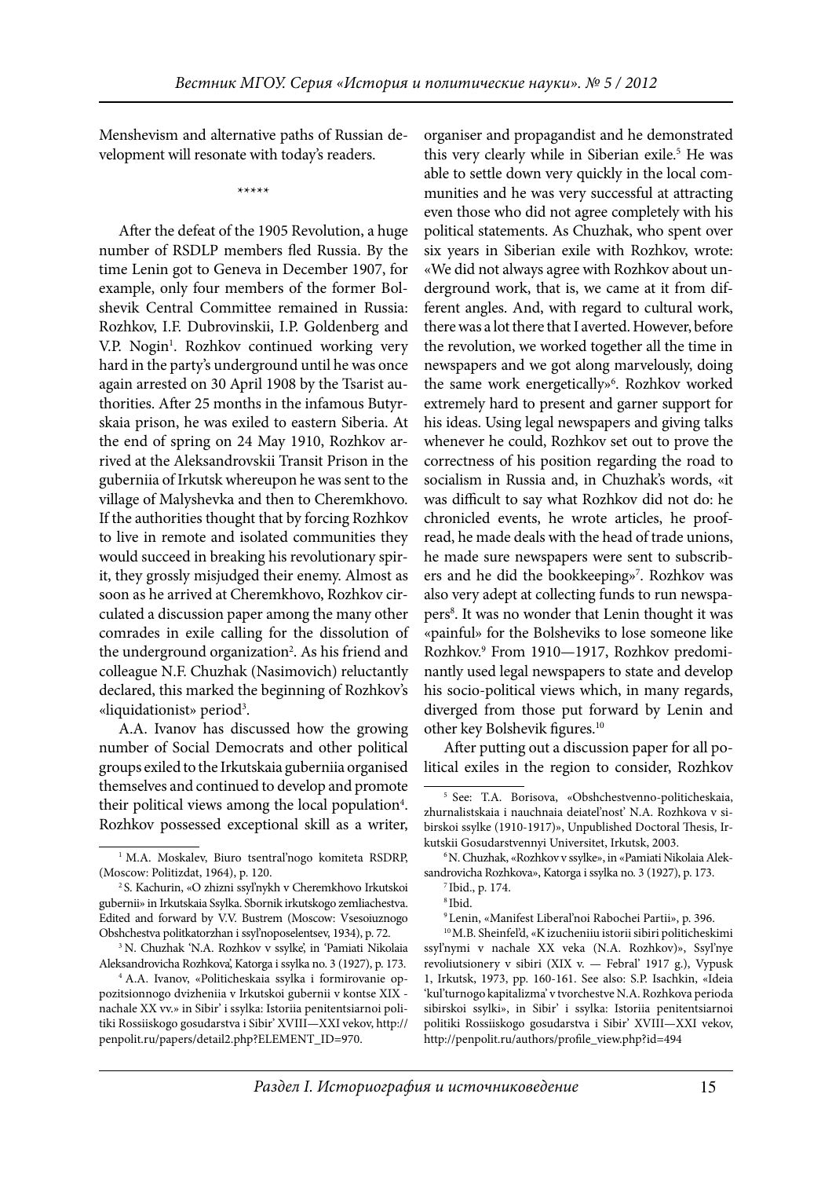Menshevism and alternative paths of Russian development will resonate with today's readers.

\*\*\*\*\*

After the defeat of the 1905 Revolution, a huge number of RSDLP members fled Russia. By the time Lenin got to Geneva in December 1907, for example, only four members of the former Bolshevik Central Committee remained in Russia: Rozhkov, I.F. Dubrovinskii, I.P. Goldenberg and V.P. Nogin[1]. Rozhkov continued working very hard in the party's underground until he was once again arrested on 30 April 1908 by the Tsarist authorities. After 25 months in the infamous Butyrskaia prison, he was exiled to eastern Siberia. At the end of spring on 24 May 1910, Rozhkov arrived at the Aleksandrovskii Transit Prison in the guberniia of Irkutsk whereupon he was sent to the village of Malyshevka and then to Cheremkhovo. If the authorities thought that by forcing Rozhkov to live in remote and isolated communities they would succeed in breaking his revolutionary spirit, they grossly misjudged their enemy. Almost as soon as he arrived at Cheremkhovo, Rozhkov circulated a discussion paper among the many other comrades in exile calling for the dissolution of the underground organization[2]. As his friend and colleague N.F. Chuzhak (Nasimovich) reluctantly declared, this marked the beginning of Rozhkov's «liquidationist» period[3].

A.A. Ivanov has discussed how the growing number of Social Democrats and other political groups exiled to the Irkutskaia guberniia organised themselves and continued to develop and promote their political views among the local population[4]. Rozhkov possessed exceptional skill as a writer, organiser and propagandist and he demonstrated this very clearly while in Siberian exile.[5] He was able to settle down very quickly in the local communities and he was very successful at attracting even those who did not agree completely with his political statements. As Chuzhak, who spent over six years in Siberian exile with Rozhkov, wrote: «We did not always agree with Rozhkov about underground work, that is, we came at it from different angles. And, with regard to cultural work, there was a lot there that I averted. However, before the revolution, we worked together all the time in newspapers and we got along marvelously, doing the same work energetically»[6]. Rozhkov worked extremely hard to present and garner support for his ideas. Using legal newspapers and giving talks whenever he could, Rozhkov set out to prove the correctness of his position regarding the road to socialism in Russia and, in Chuzhak's words, «it was difficult to say what Rozhkov did not do: he chronicled events, he wrote articles, he proofread, he made deals with the head of trade unions, he made sure newspapers were sent to subscribers and he did the bookkeeping»[7]. Rozhkov was also very adept at collecting funds to run newspapers[8]. It was no wonder that Lenin thought it was «painful» for the Bolsheviks to lose someone like Rozhkov.[9] From 1910—1917, Rozhkov predominantly used legal newspapers to state and develop his socio-political views which, in many regards, diverged from those put forward by Lenin and other key Bolshevik figures.[10]

After putting out a discussion paper for all political exiles in the region to consider, Rozhkov

---

[1] M.A. Moskalev, Biuro tsentral'nogo komiteta RSDRP, (Moscow: Politizdat, 1964), p. 120.

[2] S. Kachurin, «O zhizni ssyl'nykh v Cheremkhovo Irkutskoi gubernii» in Irkutskaia Ssylka. Sbornik irkutskogo zemliachestva. Edited and forward by V.V. Bustrem (Moscow: Vsesoiuznogo Obshchestva politkatorzhan i ssyl'noposelentsev, 1934), p. 72.

[3] N. Chuzhak 'N.A. Rozhkov v ssylke', in 'Pamiati Nikolaia Aleksandrovicha Rozhkova', Katorga i ssylka no. 3 (1927), p. 173.

[4] A.A. Ivanov, «Politicheskaia ssylka i formirovanie oppozitsionnogo dvizheniia v Irkutskoi gubernii v kontse XIX - nachale XX vv.» in Sibir' i ssylka: Istoriia penitentsiarnoi politiki Rossiiskogo gosudarstva i Sibir' XVIII—XXI vekov, http://penpolit.ru/papers/detail2.php?ELEMENT_ID=970.

[5] See: T.A. Borisova, «Obshchestvenno-politicheskaia, zhurnalistskaia i nauchnaia deiatel'nost' N.A. Rozhkova v sibirskoi ssylke (1910-1917)», Unpublished Doctoral Thesis, Irkutskii Gosudarstvennyi Universitet, Irkutsk, 2003.

[6] N. Chuzhak, «Rozhkov v ssylke», in «Pamiati Nikolaia Aleksandrovicha Rozhkova», Katorga i ssylka no. 3 (1927), p. 173.

[7] Ibid., p. 174.

[8] Ibid.

[9] Lenin, «Manifest Liberal'noi Rabochei Partii», p. 396.

[10] M.B. Sheinfel'd, «K izucheniiu istorii sibiri politicheskimi ssyl'nymi v nachale XX veka (N.A. Rozhkov)», Ssyl'nye revoliutsionery v sibiri (XIX v. — Febral' 1917 g.), Vypusk 1, Irkutsk, 1973, pp. 160-161. See also: S.P. Isachkin, «Ideia 'kul'turnogo kapitalizma' v tvorchestve N.A. Rozhkova perioda sibirskoi ssylki», in Sibir' i ssylka: Istoriia penitentsiarnoi politiki Rossiiskogo gosudarstva i Sibir' XVIII—XXI vekov, http://penpolit.ru/authors/profile_view.php?id=494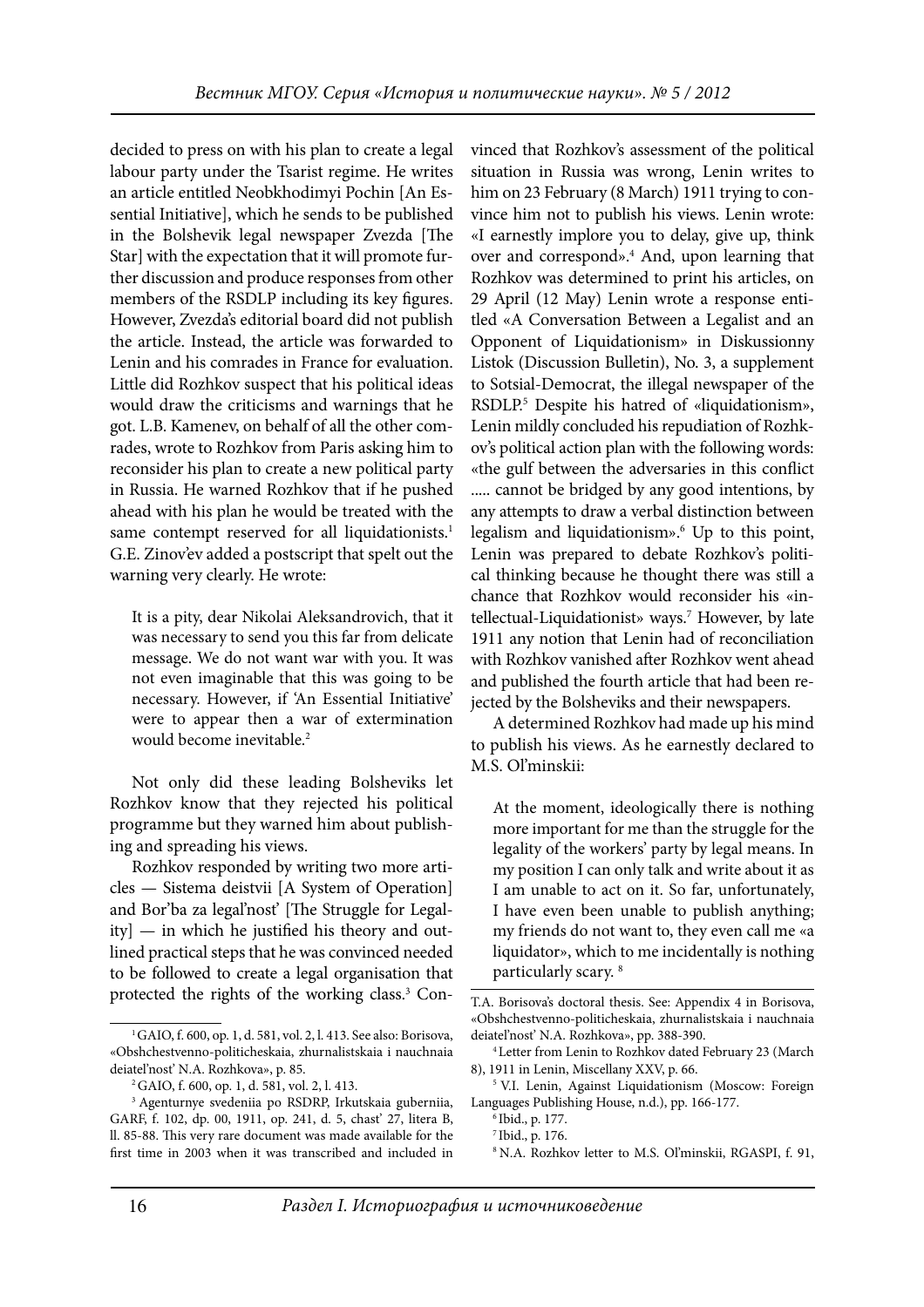decided to press on with his plan to create a legal labour party under the Tsarist regime. He writes an article entitled Neobkhodimyi Pochin [An Essential Initiative], which he sends to be published in the Bolshevik legal newspaper Zvezda [The Star] with the expectation that it will promote further discussion and produce responses from other members of the RSDLP including its key figures. However, Zvezda's editorial board did not publish the article. Instead, the article was forwarded to Lenin and his comrades in France for evaluation. Little did Rozhkov suspect that his political ideas would draw the criticisms and warnings that he got. L.B. Kamenev, on behalf of all the other comrades, wrote to Rozhkov from Paris asking him to reconsider his plan to create a new political party in Russia. He warned Rozhkov that if he pushed ahead with his plan he would be treated with the same contempt reserved for all liquidationists.[1] G.E. Zinov'ev added a postscript that spelt out the warning very clearly. He wrote:

> It is a pity, dear Nikolai Aleksandrovich, that it was necessary to send you this far from delicate message. We do not want war with you. It was not even imaginable that this was going to be necessary. However, if 'An Essential Initiative' were to appear then a war of extermination would become inevitable.[2]

Not only did these leading Bolsheviks let Rozhkov know that they rejected his political programme but they warned him about publishing and spreading his views.

Rozhkov responded by writing two more articles — Sistema deistvii [A System of Operation] and Bor'ba za legal'nost' [The Struggle for Legality] — in which he justified his theory and outlined practical steps that he was convinced needed to be followed to create a legal organisation that protected the rights of the working class.[3] Convinced that Rozhkov's assessment of the political situation in Russia was wrong, Lenin writes to him on 23 February (8 March) 1911 trying to convince him not to publish his views. Lenin wrote: «I earnestly implore you to delay, give up, think over and correspond».[4] And, upon learning that Rozhkov was determined to print his articles, on 29 April (12 May) Lenin wrote a response entitled «A Conversation Between a Legalist and an Opponent of Liquidationism» in Diskussionny Listok (Discussion Bulletin), No. 3, a supplement to Sotsial-Democrat, the illegal newspaper of the RSDLP.[5] Despite his hatred of «liquidationism», Lenin mildly concluded his repudiation of Rozhkov's political action plan with the following words: «the gulf between the adversaries in this conflict ..... cannot be bridged by any good intentions, by any attempts to draw a verbal distinction between legalism and liquidationism».[6] Up to this point, Lenin was prepared to debate Rozhkov's political thinking because he thought there was still a chance that Rozhkov would reconsider his «intellectual-Liquidationist» ways.[7] However, by late 1911 any notion that Lenin had of reconciliation with Rozhkov vanished after Rozhkov went ahead and published the fourth article that had been rejected by the Bolsheviks and their newspapers.

A determined Rozhkov had made up his mind to publish his views. As he earnestly declared to M.S. Ol'minskii:

> At the moment, ideologically there is nothing more important for me than the struggle for the legality of the workers' party by legal means. In my position I can only talk and write about it as I am unable to act on it. So far, unfortunately, I have even been unable to publish anything; my friends do not want to, they even call me «a liquidator», which to me incidentally is nothing particularly scary.[8]

---

[1] GAIO, f. 600, op. 1, d. 581, vol. 2, l. 413. See also: Borisova, «Obshchestvenno-politicheskaia, zhurnalistskaia i nauchnaia deiatel'nost' N.A. Rozhkova», p. 85.

[2] GAIO, f. 600, op. 1, d. 581, vol. 2, l. 413.

[3] Agenturnye svedeniia po RSDRP, Irkutskaia guberniia, GARF, f. 102, dp. 00, 1911, op. 241, d. 5, chast' 27, litera B, ll. 85-88. This very rare document was made available for the first time in 2003 when it was transcribed and included in T.A. Borisova's doctoral thesis. See: Appendix 4 in Borisova, «Obshchestvenno-politicheskaia, zhurnalistskaia i nauchnaia deiatel'nost' N.A. Rozhkova», pp. 388-390.

[4] Letter from Lenin to Rozhkov dated February 23 (March 8), 1911 in Lenin, Miscellany XXV, p. 66.

[5] V.I. Lenin, Against Liquidationism (Moscow: Foreign Languages Publishing House, n.d.), pp. 166-177.

[6] Ibid., p. 177.

[7] Ibid., p. 176.

[8] N.A. Rozhkov letter to M.S. Ol'minskii, RGASPI, f. 91,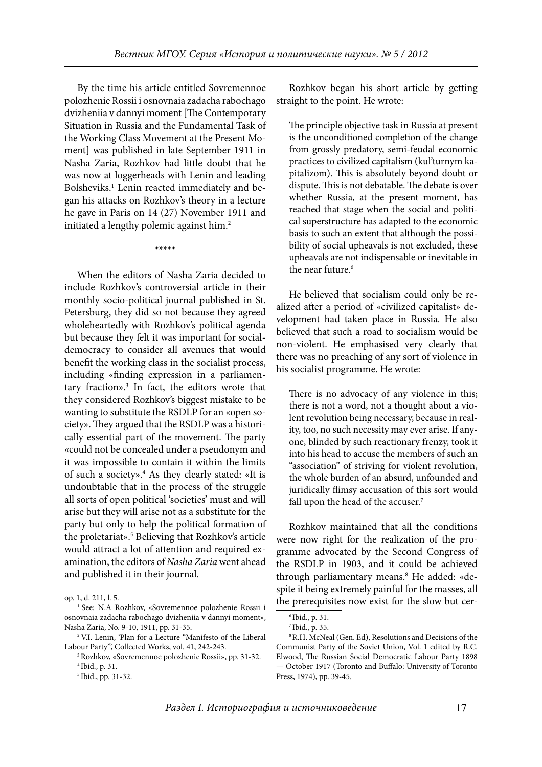By the time his article entitled Sovremennoe polozhenie Rossii i osnovnaia zadacha rabochago dvizheniia v dannyi moment [The Contemporary Situation in Russia and the Fundamental Task of the Working Class Movement at the Present Moment] was published in late September 1911 in Nasha Zaria, Rozhkov had little doubt that he was now at loggerheads with Lenin and leading Bolsheviks.[1] Lenin reacted immediately and began his attacks on Rozhkov's theory in a lecture he gave in Paris on 14 (27) November 1911 and initiated a lengthy polemic against him.[2]

\*\*\*\*\*

When the editors of Nasha Zaria decided to include Rozhkov's controversial article in their monthly socio-political journal published in St. Petersburg, they did so not because they agreed wholeheartedly with Rozhkov's political agenda but because they felt it was important for social-democracy to consider all avenues that would benefit the working class in the socialist process, including «finding expression in a parliamentary fraction».[3] In fact, the editors wrote that they considered Rozhkov's biggest mistake to be wanting to substitute the RSDLP for an «open society». They argued that the RSDLP was a historically essential part of the movement. The party «could not be concealed under a pseudonym and it was impossible to contain it within the limits of such a society».[4] As they clearly stated: «It is undoubtable that in the process of the struggle all sorts of open political 'societies' must and will arise but they will arise not as a substitute for the party but only to help the political formation of the proletariat».[5] Believing that Rozhkov's article would attract a lot of attention and required examination, the editors of *Nasha Zaria* went ahead and published it in their journal.

Rozhkov began his short article by getting straight to the point. He wrote:

> The principle objective task in Russia at present is the unconditioned completion of the change from grossly predatory, semi-feudal economic practices to civilized capitalism (kul'turnym kapitalizom). This is absolutely beyond doubt or dispute. This is not debatable. The debate is over whether Russia, at the present moment, has reached that stage when the social and political superstructure has adapted to the economic basis to such an extent that although the possibility of social upheavals is not excluded, these upheavals are not indispensable or inevitable in the near future.[6]

He believed that socialism could only be realized after a period of «civilized capitalist» development had taken place in Russia. He also believed that such a road to socialism would be non-violent. He emphasised very clearly that there was no preaching of any sort of violence in his socialist programme. He wrote:

> There is no advocacy of any violence in this; there is not a word, not a thought about a violent revolution being necessary, because in reality, too, no such necessity may ever arise. If anyone, blinded by such reactionary frenzy, took it into his head to accuse the members of such an "association" of striving for violent revolution, the whole burden of an absurd, unfounded and juridically flimsy accusation of this sort would fall upon the head of the accuser.[7]

Rozhkov maintained that all the conditions were now right for the realization of the programme advocated by the Second Congress of the RSDLP in 1903, and it could be achieved through parliamentary means.[8] He added: «despite it being extremely painful for the masses, all the prerequisites now exist for the slow but cer-

---

op. 1, d. 211, l. 5.

[1] See: N.A Rozhkov, «Sovremennoe polozhenie Rossii i osnovnaia zadacha rabochago dvizheniia v dannyi moment», Nasha Zaria, No. 9-10, 1911, pp. 31-35.

[2] V.I. Lenin, 'Plan for a Lecture "Manifesto of the Liberal Labour Party"', Collected Works, vol. 41, 242-243.

[3] Rozhkov, «Sovremennoe polozhenie Rossii», pp. 31-32.

[4] Ibid., p. 31.

[5] Ibid., pp. 31-32.

[6] Ibid., p. 31.

[7] Ibid., p. 35.

[8] R.H. McNeal (Gen. Ed), Resolutions and Decisions of the Communist Party of the Soviet Union, Vol. 1 edited by R.C. Elwood, The Russian Social Democratic Labour Party 1898 — October 1917 (Toronto and Buffalo: University of Toronto Press, 1974), pp. 39-45.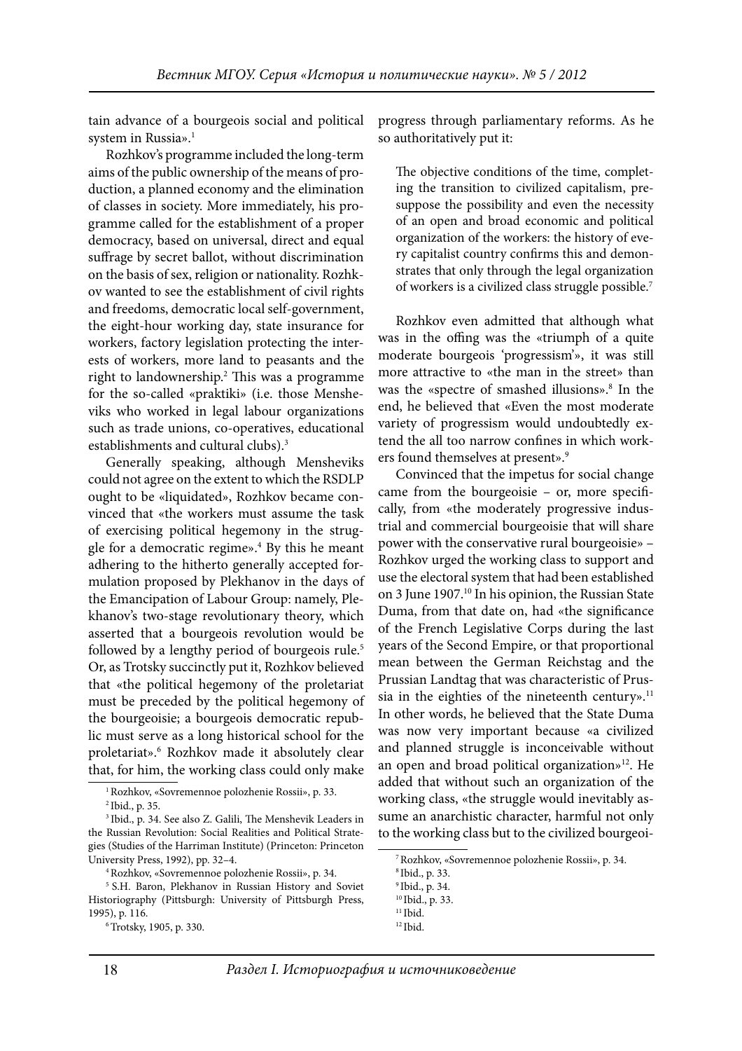tain advance of a bourgeois social and political system in Russia».[1]

Rozhkov's programme included the long-term aims of the public ownership of the means of production, a planned economy and the elimination of classes in society. More immediately, his programme called for the establishment of a proper democracy, based on universal, direct and equal suffrage by secret ballot, without discrimination on the basis of sex, religion or nationality. Rozhkov wanted to see the establishment of civil rights and freedoms, democratic local self-government, the eight-hour working day, state insurance for workers, factory legislation protecting the interests of workers, more land to peasants and the right to landownership.[2] This was a programme for the so-called «praktiki» (i.e. those Mensheviks who worked in legal labour organizations such as trade unions, co-operatives, educational establishments and cultural clubs).[3]

Generally speaking, although Mensheviks could not agree on the extent to which the RSDLP ought to be «liquidated», Rozhkov became convinced that «the workers must assume the task of exercising political hegemony in the struggle for a democratic regime».[4] By this he meant adhering to the hitherto generally accepted formulation proposed by Plekhanov in the days of the Emancipation of Labour Group: namely, Plekhanov's two-stage revolutionary theory, which asserted that a bourgeois revolution would be followed by a lengthy period of bourgeois rule.[5] Or, as Trotsky succinctly put it, Rozhkov believed that «the political hegemony of the proletariat must be preceded by the political hegemony of the bourgeoisie; a bourgeois democratic republic must serve as a long historical school for the proletariat».[6] Rozhkov made it absolutely clear that, for him, the working class could only make progress through parliamentary reforms. As he so authoritatively put it:

> The objective conditions of the time, completing the transition to civilized capitalism, presuppose the possibility and even the necessity of an open and broad economic and political organization of the workers: the history of every capitalist country confirms this and demonstrates that only through the legal organization of workers is a civilized class struggle possible.[7]

Rozhkov even admitted that although what was in the offing was the «triumph of a quite moderate bourgeois 'progressism'», it was still more attractive to «the man in the street» than was the «spectre of smashed illusions».[8] In the end, he believed that «Even the most moderate variety of progressism would undoubtedly extend the all too narrow confines in which workers found themselves at present».[9]

Convinced that the impetus for social change came from the bourgeoisie – or, more specifically, from «the moderately progressive industrial and commercial bourgeoisie that will share power with the conservative rural bourgeoisie» – Rozhkov urged the working class to support and use the electoral system that had been established on 3 June 1907.[10] In his opinion, the Russian State Duma, from that date on, had «the significance of the French Legislative Corps during the last years of the Second Empire, or that proportional mean between the German Reichstag and the Prussian Landtag that was characteristic of Prussia in the eighties of the nineteenth century».[11] In other words, he believed that the State Duma was now very important because «a civilized and planned struggle is inconceivable without an open and broad political organization»[12]. He added that without such an organization of the working class, «the struggle would inevitably assume an anarchistic character, harmful not only to the working class but to the civilized bourgeoi-

---

[1] Rozhkov, «Sovremennoe polozhenie Rossii», p. 33.

[2] Ibid., p. 35.

[3] Ibid., p. 34. See also Z. Galili, The Menshevik Leaders in the Russian Revolution: Social Realities and Political Strategies (Studies of the Harriman Institute) (Princeton: Princeton University Press, 1992), pp. 32–4.

[4] Rozhkov, «Sovremennoe polozhenie Rossii», p. 34.

[5] S.H. Baron, Plekhanov in Russian History and Soviet Historiography (Pittsburgh: University of Pittsburgh Press, 1995), p. 116.

[6] Trotsky, 1905, p. 330.

[7] Rozhkov, «Sovremennoe polozhenie Rossii», p. 34.

[8] Ibid., p. 33.

[9] Ibid., p. 34.

[10] Ibid., p. 33.

[11] Ibid.

[12] Ibid.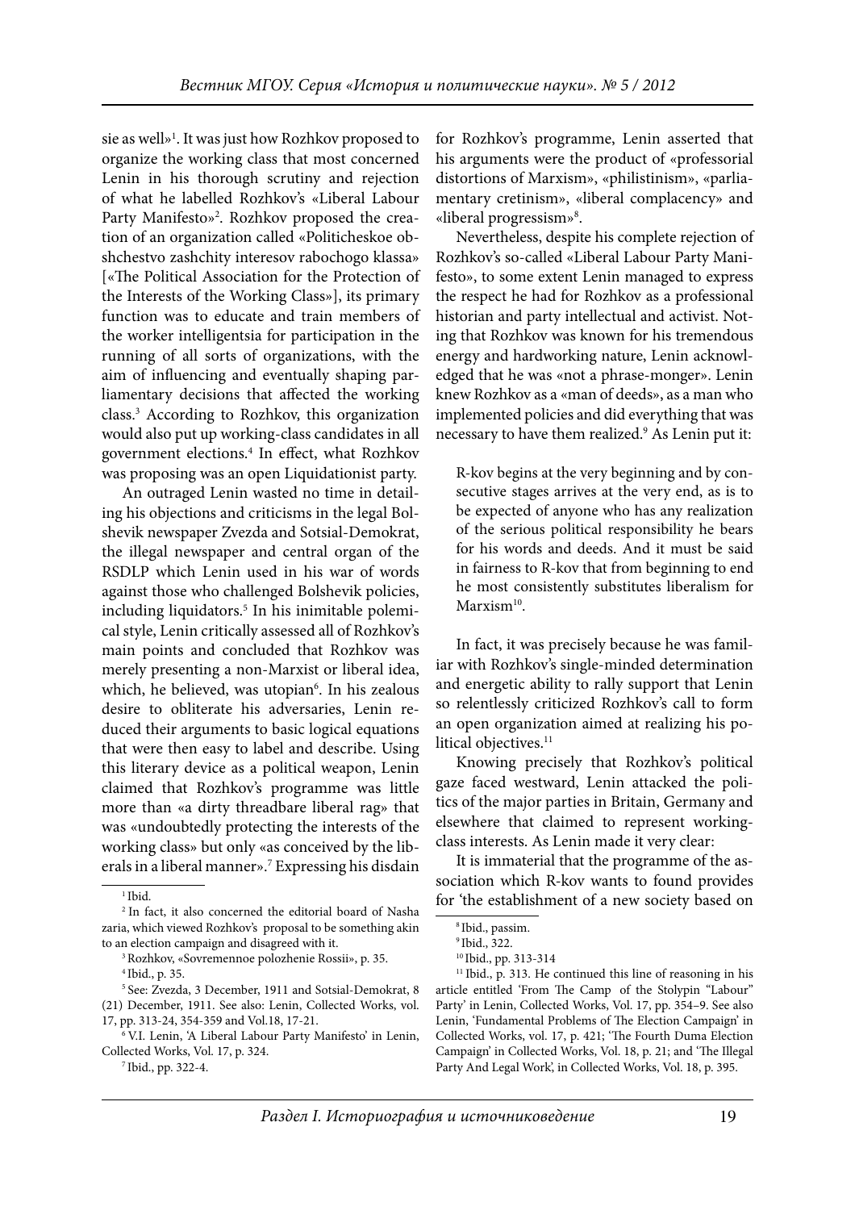sie as well»[1]. It was just how Rozhkov proposed to organize the working class that most concerned Lenin in his thorough scrutiny and rejection of what he labelled Rozhkov's «Liberal Labour Party Manifesto»[2]. Rozhkov proposed the creation of an organization called «Politicheskoe obshchestvo zashchity interesov rabochogo klassa» [«The Political Association for the Protection of the Interests of the Working Class»], its primary function was to educate and train members of the worker intelligentsia for participation in the running of all sorts of organizations, with the aim of influencing and eventually shaping parliamentary decisions that affected the working class.[3] According to Rozhkov, this organization would also put up working-class candidates in all government elections.[4] In effect, what Rozhkov was proposing was an open Liquidationist party.

An outraged Lenin wasted no time in detailing his objections and criticisms in the legal Bolshevik newspaper Zvezda and Sotsial-Demokrat, the illegal newspaper and central organ of the RSDLP which Lenin used in his war of words against those who challenged Bolshevik policies, including liquidators.[5] In his inimitable polemical style, Lenin critically assessed all of Rozhkov's main points and concluded that Rozhkov was merely presenting a non-Marxist or liberal idea, which, he believed, was utopian[6]. In his zealous desire to obliterate his adversaries, Lenin reduced their arguments to basic logical equations that were then easy to label and describe. Using this literary device as a political weapon, Lenin claimed that Rozhkov's programme was little more than «a dirty threadbare liberal rag» that was «undoubtedly protecting the interests of the working class» but only «as conceived by the liberals in a liberal manner».[7] Expressing his disdain for Rozhkov's programme, Lenin asserted that his arguments were the product of «professorial distortions of Marxism», «philistinism», «parliamentary cretinism», «liberal complacency» and «liberal progressism»[8].

Nevertheless, despite his complete rejection of Rozhkov's so-called «Liberal Labour Party Manifesto», to some extent Lenin managed to express the respect he had for Rozhkov as a professional historian and party intellectual and activist. Noting that Rozhkov was known for his tremendous energy and hardworking nature, Lenin acknowledged that he was «not a phrase-monger». Lenin knew Rozhkov as a «man of deeds», as a man who implemented policies and did everything that was necessary to have them realized.[9] As Lenin put it:

> R-kov begins at the very beginning and by consecutive stages arrives at the very end, as is to be expected of anyone who has any realization of the serious political responsibility he bears for his words and deeds. And it must be said in fairness to R-kov that from beginning to end he most consistently substitutes liberalism for Marxism[10].

In fact, it was precisely because he was familiar with Rozhkov's single-minded determination and energetic ability to rally support that Lenin so relentlessly criticized Rozhkov's call to form an open organization aimed at realizing his political objectives.[11]

Knowing precisely that Rozhkov's political gaze faced westward, Lenin attacked the politics of the major parties in Britain, Germany and elsewhere that claimed to represent working-class interests. As Lenin made it very clear:

It is immaterial that the programme of the association which R-kov wants to found provides for 'the establishment of a new society based on

---

[1] Ibid.

[2] In fact, it also concerned the editorial board of Nasha zaria, which viewed Rozhkov's proposal to be something akin to an election campaign and disagreed with it.

[3] Rozhkov, «Sovremennoe polozhenie Rossii», p. 35.

[4] Ibid., p. 35.

[5] See: Zvezda, 3 December, 1911 and Sotsial-Demokrat, 8 (21) December, 1911. See also: Lenin, Collected Works, vol. 17, pp. 313-24, 354-359 and Vol.18, 17-21.

[6] V.I. Lenin, 'A Liberal Labour Party Manifesto' in Lenin, Collected Works, Vol. 17, p. 324.

[7] Ibid., pp. 322-4.

[8] Ibid., passim.

[9] Ibid., 322.

[10] Ibid., pp. 313-314

[11] Ibid., p. 313. He continued this line of reasoning in his article entitled 'From The Camp of the Stolypin "Labour" Party' in Lenin, Collected Works, Vol. 17, pp. 354–9. See also Lenin, 'Fundamental Problems of The Election Campaign' in Collected Works, vol. 17, p. 421; 'The Fourth Duma Election Campaign' in Collected Works, Vol. 18, p. 21; and 'The Illegal Party And Legal Work', in Collected Works, Vol. 18, p. 395.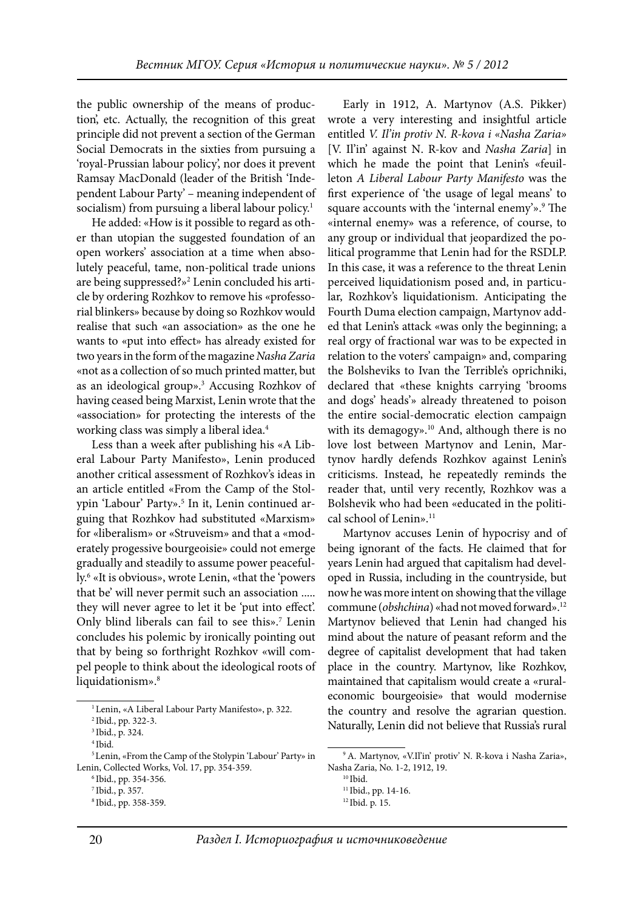the public ownership of the means of production', etc. Actually, the recognition of this great principle did not prevent a section of the German Social Democrats in the sixties from pursuing a 'royal-Prussian labour policy', nor does it prevent Ramsay MacDonald (leader of the British 'Independent Labour Party' – meaning independent of socialism) from pursuing a liberal labour policy.[1]

He added: «How is it possible to regard as other than utopian the suggested foundation of an open workers' association at a time when absolutely peaceful, tame, non-political trade unions are being suppressed?»[2] Lenin concluded his article by ordering Rozhkov to remove his «professorial blinkers» because by doing so Rozhkov would realise that such «an association» as the one he wants to «put into effect» has already existed for two years in the form of the magazine *Nasha Zaria* «not as a collection of so much printed matter, but as an ideological group».[3] Accusing Rozhkov of having ceased being Marxist, Lenin wrote that the «association» for protecting the interests of the working class was simply a liberal idea.[4]

Less than a week after publishing his «A Liberal Labour Party Manifesto», Lenin produced another critical assessment of Rozhkov's ideas in an article entitled «From the Camp of the Stolypin 'Labour' Party».[5] In it, Lenin continued arguing that Rozhkov had substituted «Marxism» for «liberalism» or «Struveism» and that a «moderately progessive bourgeoisie» could not emerge gradually and steadily to assume power peacefully.[6] «It is obvious», wrote Lenin, «that the 'powers that be' will never permit such an association ..... they will never agree to let it be 'put into effect'. Only blind liberals can fail to see this».[7] Lenin concludes his polemic by ironically pointing out that by being so forthright Rozhkov «will compel people to think about the ideological roots of liquidationism».[8]

Early in 1912, A. Martynov (A.S. Pikker) wrote a very interesting and insightful article entitled *V. Il'in protiv N. R-kova i «Nasha Zaria»* [V. Il'in' against N. R-kov and *Nasha Zaria*] in which he made the point that Lenin's «feuilleton *A Liberal Labour Party Manifesto* was the first experience of 'the usage of legal means' to square accounts with the 'internal enemy'».[9] The «internal enemy» was a reference, of course, to any group or individual that jeopardized the political programme that Lenin had for the RSDLP. In this case, it was a reference to the threat Lenin perceived liquidationism posed and, in particular, Rozhkov's liquidationism. Anticipating the Fourth Duma election campaign, Martynov added that Lenin's attack «was only the beginning; a real orgy of fractional war was to be expected in relation to the voters' campaign» and, comparing the Bolsheviks to Ivan the Terrible's oprichniki, declared that «these knights carrying 'brooms and dogs' heads'» already threatened to poison the entire social-democratic election campaign with its demagogy».[10] And, although there is no love lost between Martynov and Lenin, Martynov hardly defends Rozhkov against Lenin's criticisms. Instead, he repeatedly reminds the reader that, until very recently, Rozhkov was a Bolshevik who had been «educated in the political school of Lenin».[11]

Martynov accuses Lenin of hypocrisy and of being ignorant of the facts. He claimed that for years Lenin had argued that capitalism had developed in Russia, including in the countryside, but now he was more intent on showing that the village commune (*obshchina*) «had not moved forward».[12] Martynov believed that Lenin had changed his mind about the nature of peasant reform and the degree of capitalist development that had taken place in the country. Martynov, like Rozhkov, maintained that capitalism would create a «rural-economic bourgeoisie» that would modernise the country and resolve the agrarian question. Naturally, Lenin did not believe that Russia's rural

---

[1] Lenin, «A Liberal Labour Party Manifesto», p. 322.

[2] Ibid., pp. 322-3.

[3] Ibid., p. 324.

[4] Ibid.

[5] Lenin, «From the Camp of the Stolypin 'Labour' Party» in Lenin, Collected Works, Vol. 17, pp. 354-359.

[6] Ibid., pp. 354-356.

[7] Ibid., p. 357.

[8] Ibid., pp. 358-359.

[9] A. Martynov, «V.Il'in' protiv' N. R-kova i Nasha Zaria», Nasha Zaria, No. 1-2, 1912, 19.

[10] Ibid.

[11] Ibid., pp. 14-16.

[12] Ibid. p. 15.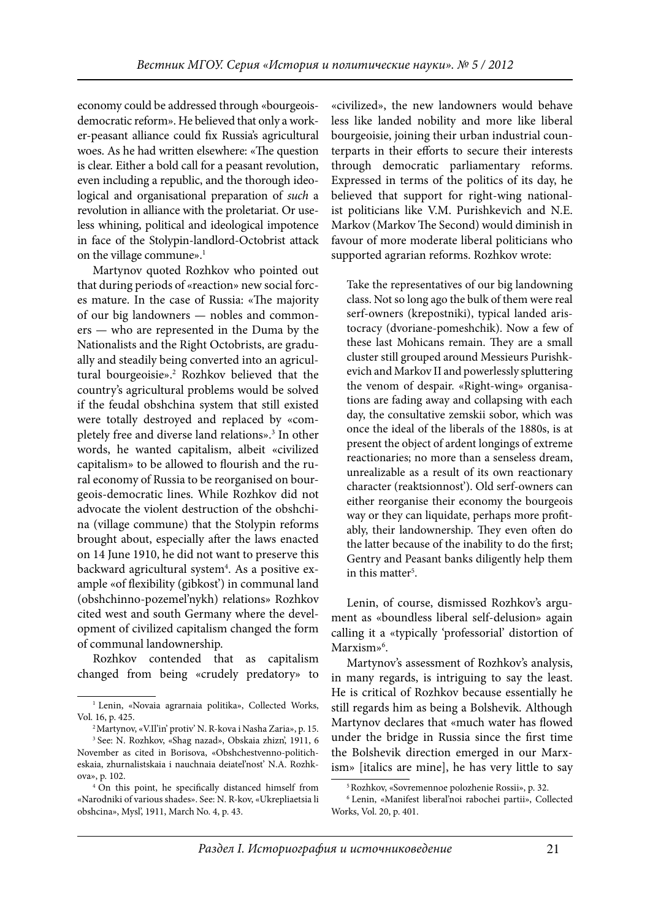economy could be addressed through «bourgeois-democratic reform». He believed that only a worker-peasant alliance could fix Russia's agricultural woes. As he had written elsewhere: «The question is clear. Either a bold call for a peasant revolution, even including a republic, and the thorough ideological and organisational preparation of *such* a revolution in alliance with the proletariat. Or useless whining, political and ideological impotence in face of the Stolypin-landlord-Octobrist attack on the village commune».[1]

Martynov quoted Rozhkov who pointed out that during periods of «reaction» new social forces mature. In the case of Russia: «The majority of our big landowners — nobles and commoners — who are represented in the Duma by the Nationalists and the Right Octobrists, are gradually and steadily being converted into an agricultural bourgeoisie».[2] Rozhkov believed that the country's agricultural problems would be solved if the feudal obshchina system that still existed were totally destroyed and replaced by «completely free and diverse land relations».[3] In other words, he wanted capitalism, albeit «civilized capitalism» to be allowed to flourish and the rural economy of Russia to be reorganised on bourgeois-democratic lines. While Rozhkov did not advocate the violent destruction of the obshchina (village commune) that the Stolypin reforms brought about, especially after the laws enacted on 14 June 1910, he did not want to preserve this backward agricultural system[4]. As a positive example «of flexibility (gibkost') in communal land (obshchinno-pozemel'nykh) relations» Rozhkov cited west and south Germany where the development of civilized capitalism changed the form of communal landownership.

Rozhkov contended that as capitalism changed from being «crudely predatory» to «civilized», the new landowners would behave less like landed nobility and more like liberal bourgeoisie, joining their urban industrial counterparts in their efforts to secure their interests through democratic parliamentary reforms. Expressed in terms of the politics of its day, he believed that support for right-wing nationalist politicians like V.M. Purishkevich and N.E. Markov (Markov The Second) would diminish in favour of more moderate liberal politicians who supported agrarian reforms. Rozhkov wrote:

> Take the representatives of our big landowning class. Not so long ago the bulk of them were real serf-owners (krepostniki), typical landed aristocracy (dvoriane-pomeshchik). Now a few of these last Mohicans remain. They are a small cluster still grouped around Messieurs Purishkevich and Markov II and powerlessly spluttering the venom of despair. «Right-wing» organisations are fading away and collapsing with each day, the consultative zemskii sobor, which was once the ideal of the liberals of the 1880s, is at present the object of ardent longings of extreme reactionaries; no more than a senseless dream, unrealizable as a result of its own reactionary character (reaktsionnost'). Old serf-owners can either reorganise their economy the bourgeois way or they can liquidate, perhaps more profitably, their landownership. They even often do the latter because of the inability to do the first; Gentry and Peasant banks diligently help them in this matter[5].

Lenin, of course, dismissed Rozhkov's argument as «boundless liberal self-delusion» again calling it a «typically 'professorial' distortion of Marxism»[6].

Martynov's assessment of Rozhkov's analysis, in many regards, is intriguing to say the least. He is critical of Rozhkov because essentially he still regards him as being a Bolshevik. Although Martynov declares that «much water has flowed under the bridge in Russia since the first time the Bolshevik direction emerged in our Marxism» [italics are mine], he has very little to say

---

[1] Lenin, «Novaia agrarnaia politika», Collected Works, Vol. 16, p. 425.

[2] Martynov, «V.Il'in' protiv' N. R-kova i Nasha Zaria», p. 15.

[3] See: N. Rozhkov, «Shag nazad», Obskaia zhizn', 1911, 6 November as cited in Borisova, «Obshchestvenno-politicheskaia, zhurnalistskaia i nauchnaia deiatel'nost' N.A. Rozhkova», p. 102.

[4] On this point, he specifically distanced himself from «Narodniki of various shades». See: N. R-kov, «Ukrepliaetsia li obshcina», Mysl', 1911, March No. 4, p. 43.

[5] Rozhkov, «Sovremennoe polozhenie Rossii», p. 32.

[6] Lenin, «Manifest liberal'noi rabochei partii», Collected Works, Vol. 20, p. 401.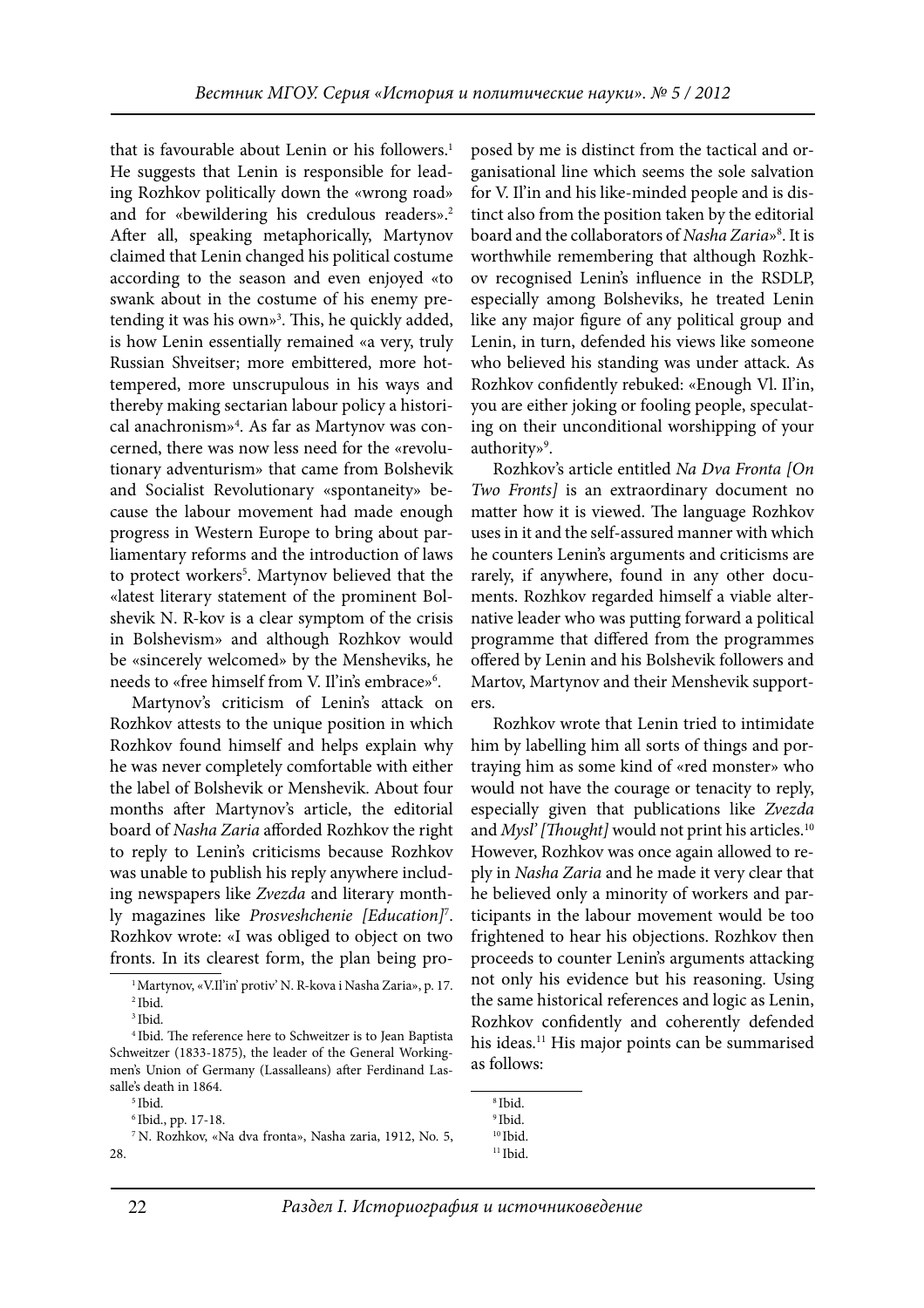that is favourable about Lenin or his followers.[1] He suggests that Lenin is responsible for leading Rozhkov politically down the «wrong road» and for «bewildering his credulous readers».[2] After all, speaking metaphorically, Martynov claimed that Lenin changed his political costume according to the season and even enjoyed «to swank about in the costume of his enemy pretending it was his own»[3]. This, he quickly added, is how Lenin essentially remained «a very, truly Russian Shveitser; more embittered, more hot-tempered, more unscrupulous in his ways and thereby making sectarian labour policy a historical anachronism»[4]. As far as Martynov was concerned, there was now less need for the «revolutionary adventurism» that came from Bolshevik and Socialist Revolutionary «spontaneity» because the labour movement had made enough progress in Western Europe to bring about parliamentary reforms and the introduction of laws to protect workers[5]. Martynov believed that the «latest literary statement of the prominent Bolshevik N. R-kov is a clear symptom of the crisis in Bolshevism» and although Rozhkov would be «sincerely welcomed» by the Mensheviks, he needs to «free himself from V. Il'in's embrace»[6].

Martynov's criticism of Lenin's attack on Rozhkov attests to the unique position in which Rozhkov found himself and helps explain why he was never completely comfortable with either the label of Bolshevik or Menshevik. About four months after Martynov's article, the editorial board of *Nasha Zaria* afforded Rozhkov the right to reply to Lenin's criticisms because Rozhkov was unable to publish his reply anywhere including newspapers like *Zvezda* and literary monthly magazines like *Prosveshchenie [Education]*[7]. Rozhkov wrote: «I was obliged to object on two fronts. In its clearest form, the plan being proposed by me is distinct from the tactical and organisational line which seems the sole salvation for V. Il'in and his like-minded people and is distinct also from the position taken by the editorial board and the collaborators of *Nasha Zaria*»[8]. It is worthwhile remembering that although Rozhkov recognised Lenin's influence in the RSDLP, especially among Bolsheviks, he treated Lenin like any major figure of any political group and Lenin, in turn, defended his views like someone who believed his standing was under attack. As Rozhkov confidently rebuked: «Enough Vl. Il'in, you are either joking or fooling people, speculating on their unconditional worshipping of your authority»[9].

Rozhkov's article entitled *Na Dva Fronta [On Two Fronts]* is an extraordinary document no matter how it is viewed. The language Rozhkov uses in it and the self-assured manner with which he counters Lenin's arguments and criticisms are rarely, if anywhere, found in any other documents. Rozhkov regarded himself a viable alternative leader who was putting forward a political programme that differed from the programmes offered by Lenin and his Bolshevik followers and Martov, Martynov and their Menshevik supporters.

Rozhkov wrote that Lenin tried to intimidate him by labelling him all sorts of things and portraying him as some kind of «red monster» who would not have the courage or tenacity to reply, especially given that publications like *Zvezda* and *Mysl' [Thought]* would not print his articles.[10] However, Rozhkov was once again allowed to reply in *Nasha Zaria* and he made it very clear that he believed only a minority of workers and participants in the labour movement would be too frightened to hear his objections. Rozhkov then proceeds to counter Lenin's arguments attacking not only his evidence but his reasoning. Using the same historical references and logic as Lenin, Rozhkov confidently and coherently defended his ideas.[11] His major points can be summarised as follows:

---

[1] Martynov, «V.Il'in' protiv' N. R-kova i Nasha Zaria», p. 17.

[2] Ibid.

[3] Ibid.

[4] Ibid. The reference here to Schweitzer is to Jean Baptista Schweitzer (1833-1875), the leader of the General Workingmen's Union of Germany (Lassalleans) after Ferdinand Lassalle's death in 1864.

[5] Ibid.

[6] Ibid., pp. 17-18.

[7] N. Rozhkov, «Na dva fronta», Nasha zaria, 1912, No. 5, 28.

[8] Ibid.

[9] Ibid.

[10] Ibid.

[11] Ibid.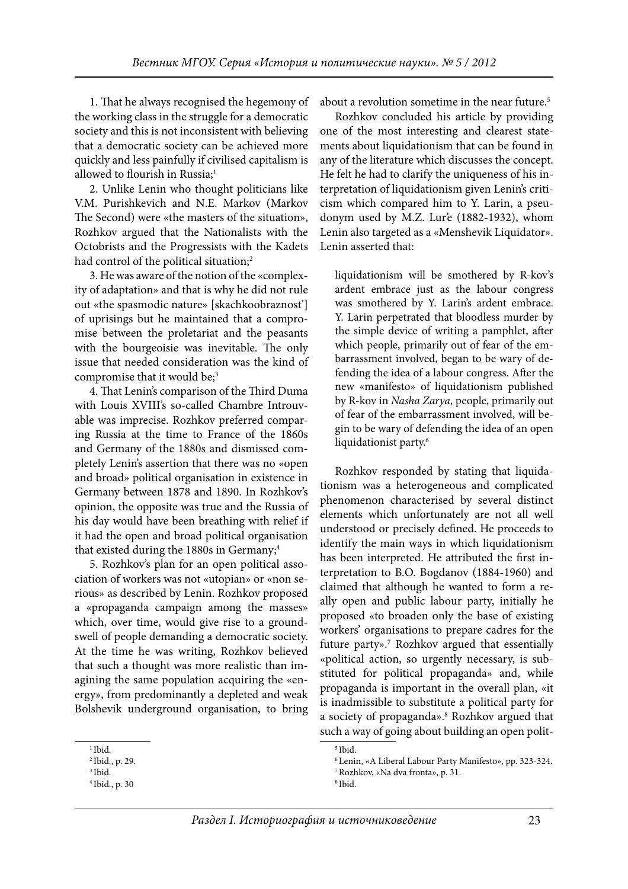1. That he always recognised the hegemony of the working class in the struggle for a democratic society and this is not inconsistent with believing that a democratic society can be achieved more quickly and less painfully if civilised capitalism is allowed to flourish in Russia;[1]

2. Unlike Lenin who thought politicians like V.M. Purishkevich and N.E. Markov (Markov The Second) were «the masters of the situation», Rozhkov argued that the Nationalists with the Octobrists and the Progressists with the Kadets had control of the political situation;[2]

3. He was aware of the notion of the «complexity of adaptation» and that is why he did not rule out «the spasmodic nature» [skachkoobraznost'] of uprisings but he maintained that a compromise between the proletariat and the peasants with the bourgeoisie was inevitable. The only issue that needed consideration was the kind of compromise that it would be;[3]

4. That Lenin's comparison of the Third Duma with Louis XVIII's so-called Chambre Introuvable was imprecise. Rozhkov preferred comparing Russia at the time to France of the 1860s and Germany of the 1880s and dismissed completely Lenin's assertion that there was no «open and broad» political organisation in existence in Germany between 1878 and 1890. In Rozhkov's opinion, the opposite was true and the Russia of his day would have been breathing with relief if it had the open and broad political organisation that existed during the 1880s in Germany;[4]

5. Rozhkov's plan for an open political association of workers was not «utopian» or «non serious» as described by Lenin. Rozhkov proposed a «propaganda campaign among the masses» which, over time, would give rise to a groundswell of people demanding a democratic society. At the time he was writing, Rozhkov believed that such a thought was more realistic than imagining the same population acquiring the «energy», from predominantly a depleted and weak Bolshevik underground organisation, to bring about a revolution sometime in the near future.[5]

Rozhkov concluded his article by providing one of the most interesting and clearest statements about liquidationism that can be found in any of the literature which discusses the concept. He felt he had to clarify the uniqueness of his interpretation of liquidationism given Lenin's criticism which compared him to Y. Larin, a pseudonym used by M.Z. Lur'e (1882-1932), whom Lenin also targeted as a «Menshevik Liquidator». Lenin asserted that:

> liquidationism will be smothered by R-kov's ardent embrace just as the labour congress was smothered by Y. Larin's ardent embrace. Y. Larin perpetrated that bloodless murder by the simple device of writing a pamphlet, after which people, primarily out of fear of the embarrassment involved, began to be wary of defending the idea of a labour congress. After the new «manifesto» of liquidationism published by R-kov in *Nasha Zarya*, people, primarily out of fear of the embarrassment involved, will begin to be wary of defending the idea of an open liquidationist party.[6]

Rozhkov responded by stating that liquidationism was a heterogeneous and complicated phenomenon characterised by several distinct elements which unfortunately are not all well understood or precisely defined. He proceeds to identify the main ways in which liquidationism has been interpreted. He attributed the first interpretation to B.O. Bogdanov (1884-1960) and claimed that although he wanted to form a really open and public labour party, initially he proposed «to broaden only the base of existing workers' organisations to prepare cadres for the future party».[7] Rozhkov argued that essentially «political action, so urgently necessary, is substituted for political propaganda» and, while propaganda is important in the overall plan, «it is inadmissible to substitute a political party for a society of propaganda».[8] Rozhkov argued that such a way of going about building an open polit-

---

[1] Ibid.

[2] Ibid., p. 29.

[3] Ibid.

[4] Ibid., p. 30

[5] Ibid.

[6] Lenin, «A Liberal Labour Party Manifesto», pp. 323-324.

[7] Rozhkov, «Na dva fronta», p. 31.

[8] Ibid.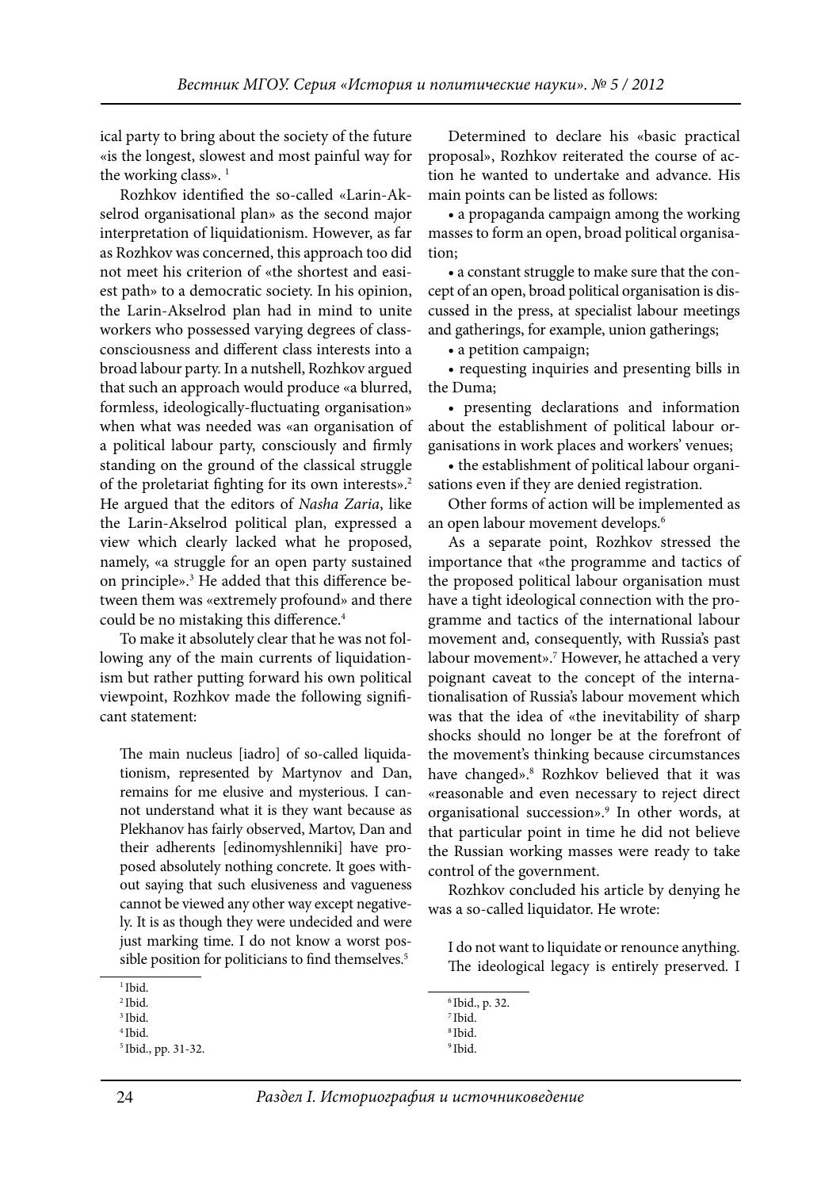ical party to bring about the society of the future «is the longest, slowest and most painful way for the working class». [1]

Rozhkov identified the so-called «Larin-Akselrod organisational plan» as the second major interpretation of liquidationism. However, as far as Rozhkov was concerned, this approach too did not meet his criterion of «the shortest and easiest path» to a democratic society. In his opinion, the Larin-Akselrod plan had in mind to unite workers who possessed varying degrees of class-consciousness and different class interests into a broad labour party. In a nutshell, Rozhkov argued that such an approach would produce «a blurred, formless, ideologically-fluctuating organisation» when what was needed was «an organisation of a political labour party, consciously and firmly standing on the ground of the classical struggle of the proletariat fighting for its own interests».[2] He argued that the editors of *Nasha Zaria*, like the Larin-Akselrod political plan, expressed a view which clearly lacked what he proposed, namely, «a struggle for an open party sustained on principle».[3] He added that this difference between them was «extremely profound» and there could be no mistaking this difference.[4]

To make it absolutely clear that he was not following any of the main currents of liquidationism but rather putting forward his own political viewpoint, Rozhkov made the following significant statement:

> The main nucleus [iadro] of so-called liquidationism, represented by Martynov and Dan, remains for me elusive and mysterious. I cannot understand what it is they want because as Plekhanov has fairly observed, Martov, Dan and their adherents [edinomyshlenniki] have proposed absolutely nothing concrete. It goes without saying that such elusiveness and vagueness cannot be viewed any other way except negatively. It is as though they were undecided and were just marking time. I do not know a worst possible position for politicians to find themselves.[5]

Determined to declare his «basic practical proposal», Rozhkov reiterated the course of action he wanted to undertake and advance. His main points can be listed as follows:

- a propaganda campaign among the working masses to form an open, broad political organisation;
- a constant struggle to make sure that the concept of an open, broad political organisation is discussed in the press, at specialist labour meetings and gatherings, for example, union gatherings;
- a petition campaign;
- requesting inquiries and presenting bills in the Duma;
- presenting declarations and information about the establishment of political labour organisations in work places and workers' venues;
- the establishment of political labour organisations even if they are denied registration.

Other forms of action will be implemented as an open labour movement develops.[6]

As a separate point, Rozhkov stressed the importance that «the programme and tactics of the proposed political labour organisation must have a tight ideological connection with the programme and tactics of the international labour movement and, consequently, with Russia's past labour movement».[7] However, he attached a very poignant caveat to the concept of the internationalisation of Russia's labour movement which was that the idea of «the inevitability of sharp shocks should no longer be at the forefront of the movement's thinking because circumstances have changed».[8] Rozhkov believed that it was «reasonable and even necessary to reject direct organisational succession».[9] In other words, at that particular point in time he did not believe the Russian working masses were ready to take control of the government.

Rozhkov concluded his article by denying he was a so-called liquidator. He wrote:

> I do not want to liquidate or renounce anything. The ideological legacy is entirely preserved. I

---

[1] Ibid.
[2] Ibid.
[3] Ibid.
[4] Ibid.
[5] Ibid., pp. 31-32.
[6] Ibid., p. 32.
[7] Ibid.
[8] Ibid.
[9] Ibid.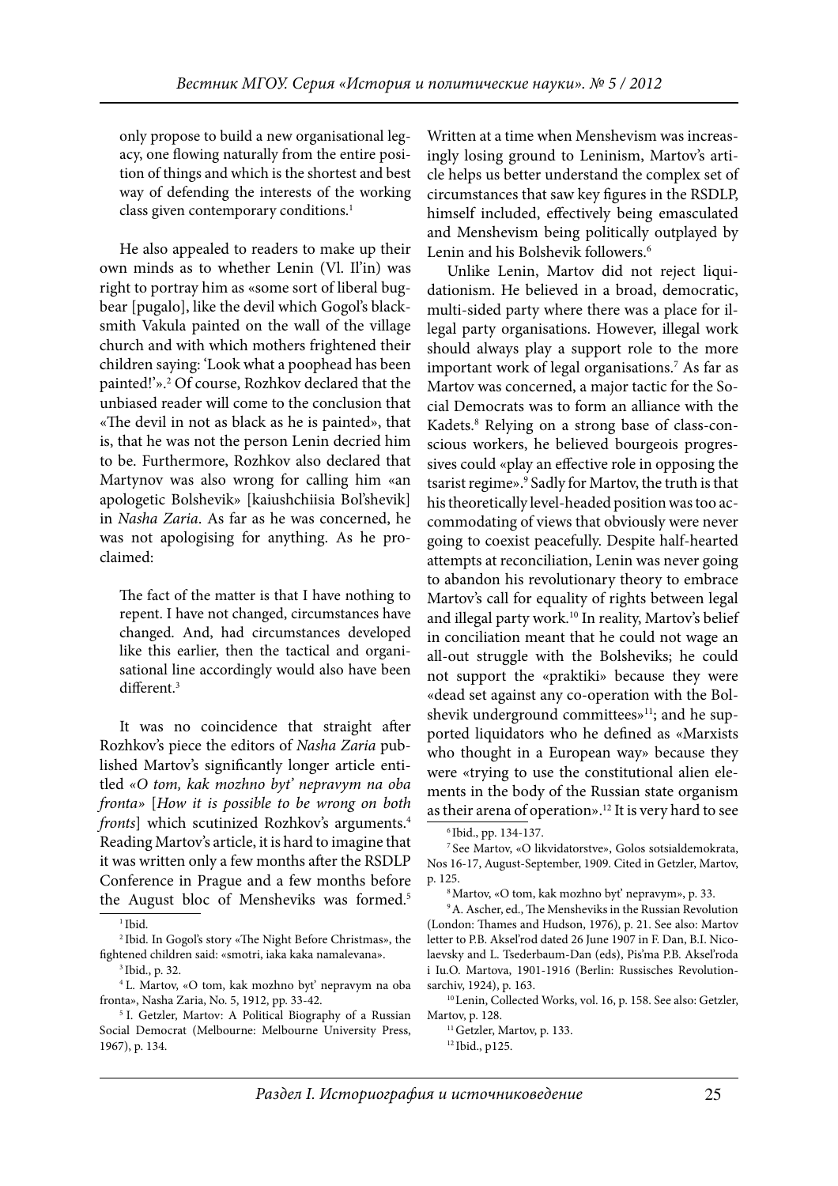only propose to build a new organisational legacy, one flowing naturally from the entire position of things and which is the shortest and best way of defending the interests of the working class given contemporary conditions.[1]

He also appealed to readers to make up their own minds as to whether Lenin (Vl. Il'in) was right to portray him as «some sort of liberal bugbear [pugalo], like the devil which Gogol's blacksmith Vakula painted on the wall of the village church and with which mothers frightened their children saying: 'Look what a poophead has been painted!'».[2] Of course, Rozhkov declared that the unbiased reader will come to the conclusion that «The devil in not as black as he is painted», that is, that he was not the person Lenin decried him to be. Furthermore, Rozhkov also declared that Martynov was also wrong for calling him «an apologetic Bolshevik» [kaiushchiisia Bol'shevik] in *Nasha Zaria*. As far as he was concerned, he was not apologising for anything. As he proclaimed:

> The fact of the matter is that I have nothing to repent. I have not changed, circumstances have changed. And, had circumstances developed like this earlier, then the tactical and organisational line accordingly would also have been different.[3]

It was no coincidence that straight after Rozhkov's piece the editors of *Nasha Zaria* published Martov's significantly longer article entitled *«O tom, kak mozhno byt' nepravym na oba fronta»* [*How it is possible to be wrong on both fronts*] which scutinized Rozhkov's arguments.[4] Reading Martov's article, it is hard to imagine that it was written only a few months after the RSDLP Conference in Prague and a few months before the August bloc of Mensheviks was formed.[5] Written at a time when Menshevism was increasingly losing ground to Leninism, Martov's article helps us better understand the complex set of circumstances that saw key figures in the RSDLP, himself included, effectively being emasculated and Menshevism being politically outplayed by Lenin and his Bolshevik followers.[6]

Unlike Lenin, Martov did not reject liquidationism. He believed in a broad, democratic, multi-sided party where there was a place for illegal party organisations. However, illegal work should always play a support role to the more important work of legal organisations.[7] As far as Martov was concerned, a major tactic for the Social Democrats was to form an alliance with the Kadets.[8] Relying on a strong base of class-conscious workers, he believed bourgeois progressives could «play an effective role in opposing the tsarist regime».[9] Sadly for Martov, the truth is that his theoretically level-headed position was too accommodating of views that obviously were never going to coexist peacefully. Despite half-hearted attempts at reconciliation, Lenin was never going to abandon his revolutionary theory to embrace Martov's call for equality of rights between legal and illegal party work.[10] In reality, Martov's belief in conciliation meant that he could not wage an all-out struggle with the Bolsheviks; he could not support the «praktiki» because they were «dead set against any co-operation with the Bolshevik underground committees»[11]; and he supported liquidators who he defined as «Marxists who thought in a European way» because they were «trying to use the constitutional alien elements in the body of the Russian state organism as their arena of operation».[12] It is very hard to see

---

[1] Ibid.

[2] Ibid. In Gogol's story «The Night Before Christmas», the fightened children said: «smotri, iaka kaka namalevana».

[3] Ibid., p. 32.

[4] L. Martov, «O tom, kak mozhno byt' nepravym na oba fronta», Nasha Zaria, No. 5, 1912, pp. 33-42.

[5] I. Getzler, Martov: A Political Biography of a Russian Social Democrat (Melbourne: Melbourne University Press, 1967), p. 134.

[6] Ibid., pp. 134-137.

[7] See Martov, «O likvidatorstve», Golos sotsialdemokrata, Nos 16-17, August-September, 1909. Cited in Getzler, Martov, p. 125.

[8] Martov, «O tom, kak mozhno byt' nepravym», p. 33.

[9] A. Ascher, ed., The Mensheviks in the Russian Revolution (London: Thames and Hudson, 1976), p. 21. See also: Martov letter to P.B. Aksel'rod dated 26 June 1907 in F. Dan, B.I. Nicolaevsky and L. Tsederbaum-Dan (eds), Pis'ma P.B. Aksel'roda i Iu.O. Martova, 1901-1916 (Berlin: Russisches Revolutionsarchiv, 1924), p. 163.

[10] Lenin, Collected Works, vol. 16, p. 158. See also: Getzler, Martov, p. 128.

[11] Getzler, Martov, p. 133.

[12] Ibid., p125.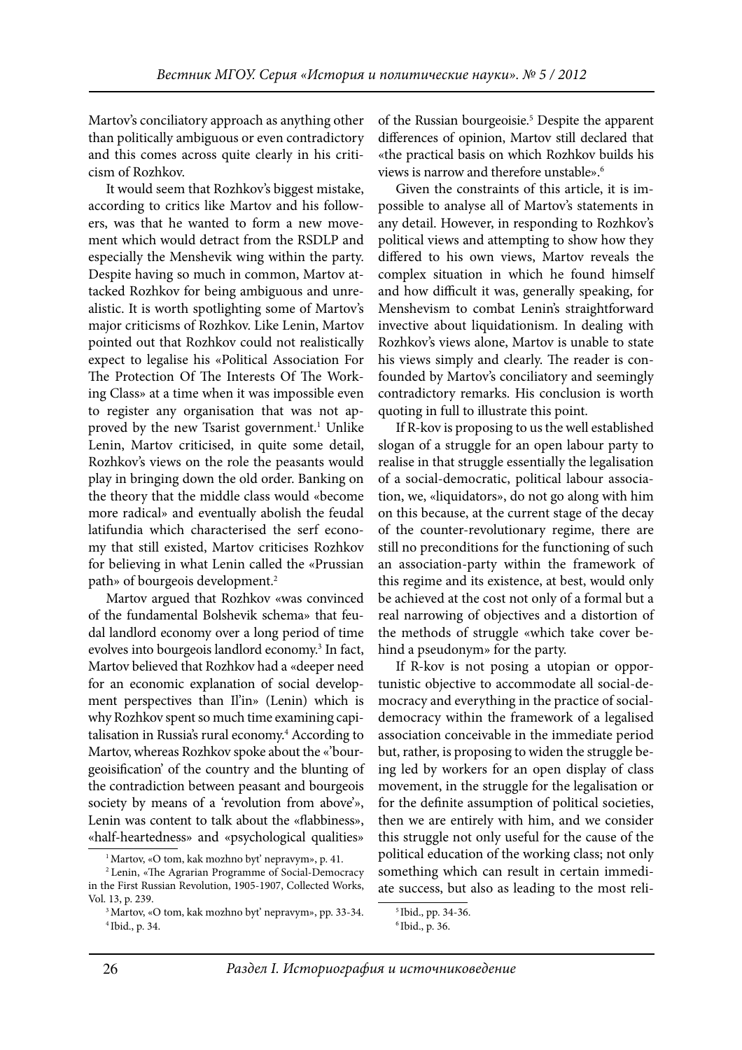Martov's conciliatory approach as anything other than politically ambiguous or even contradictory and this comes across quite clearly in his criticism of Rozhkov.

It would seem that Rozhkov's biggest mistake, according to critics like Martov and his followers, was that he wanted to form a new movement which would detract from the RSDLP and especially the Menshevik wing within the party. Despite having so much in common, Martov attacked Rozhkov for being ambiguous and unrealistic. It is worth spotlighting some of Martov's major criticisms of Rozhkov. Like Lenin, Martov pointed out that Rozhkov could not realistically expect to legalise his «Political Association For The Protection Of The Interests Of The Working Class» at a time when it was impossible even to register any organisation that was not approved by the new Tsarist government.[1] Unlike Lenin, Martov criticised, in quite some detail, Rozhkov's views on the role the peasants would play in bringing down the old order. Banking on the theory that the middle class would «become more radical» and eventually abolish the feudal latifundia which characterised the serf economy that still existed, Martov criticises Rozhkov for believing in what Lenin called the «Prussian path» of bourgeois development.[2]

Martov argued that Rozhkov «was convinced of the fundamental Bolshevik schema» that feudal landlord economy over a long period of time evolves into bourgeois landlord economy.[3] In fact, Martov believed that Rozhkov had a «deeper need for an economic explanation of social development perspectives than Il'in» (Lenin) which is why Rozhkov spent so much time examining capitalisation in Russia's rural economy.[4] According to Martov, whereas Rozhkov spoke about the «'bourgeoisification' of the country and the blunting of the contradiction between peasant and bourgeois society by means of a 'revolution from above'», Lenin was content to talk about the «flabbiness», «half-heartedness» and «psychological qualities» of the Russian bourgeoisie.[5] Despite the apparent differences of opinion, Martov still declared that «the practical basis on which Rozhkov builds his views is narrow and therefore unstable».[6]

Given the constraints of this article, it is impossible to analyse all of Martov's statements in any detail. However, in responding to Rozhkov's political views and attempting to show how they differed to his own views, Martov reveals the complex situation in which he found himself and how difficult it was, generally speaking, for Menshevism to combat Lenin's straightforward invective about liquidationism. In dealing with Rozhkov's views alone, Martov is unable to state his views simply and clearly. The reader is confounded by Martov's conciliatory and seemingly contradictory remarks. His conclusion is worth quoting in full to illustrate this point.

If R-kov is proposing to us the well established slogan of a struggle for an open labour party to realise in that struggle essentially the legalisation of a social-democratic, political labour association, we, «liquidators», do not go along with him on this because, at the current stage of the decay of the counter-revolutionary regime, there are still no preconditions for the functioning of such an association-party within the framework of this regime and its existence, at best, would only be achieved at the cost not only of a formal but a real narrowing of objectives and a distortion of the methods of struggle «which take cover behind a pseudonym» for the party.

If R-kov is not posing a utopian or opportunistic objective to accommodate all social-democracy and everything in the practice of social-democracy within the framework of a legalised association conceivable in the immediate period but, rather, is proposing to widen the struggle being led by workers for an open display of class movement, in the struggle for the legalisation or for the definite assumption of political societies, then we are entirely with him, and we consider this struggle not only useful for the cause of the political education of the working class; not only something which can result in certain immediate success, but also as leading to the most reli-

---

[1] Martov, «O tom, kak mozhno byt' nepravym», p. 41.

[2] Lenin, «The Agrarian Programme of Social-Democracy in the First Russian Revolution, 1905-1907, Collected Works, Vol. 13, p. 239.

[3] Martov, «O tom, kak mozhno byt' nepravym», pp. 33-34.

[4] Ibid., p. 34.

[5] Ibid., pp. 34-36.

[6] Ibid., p. 36.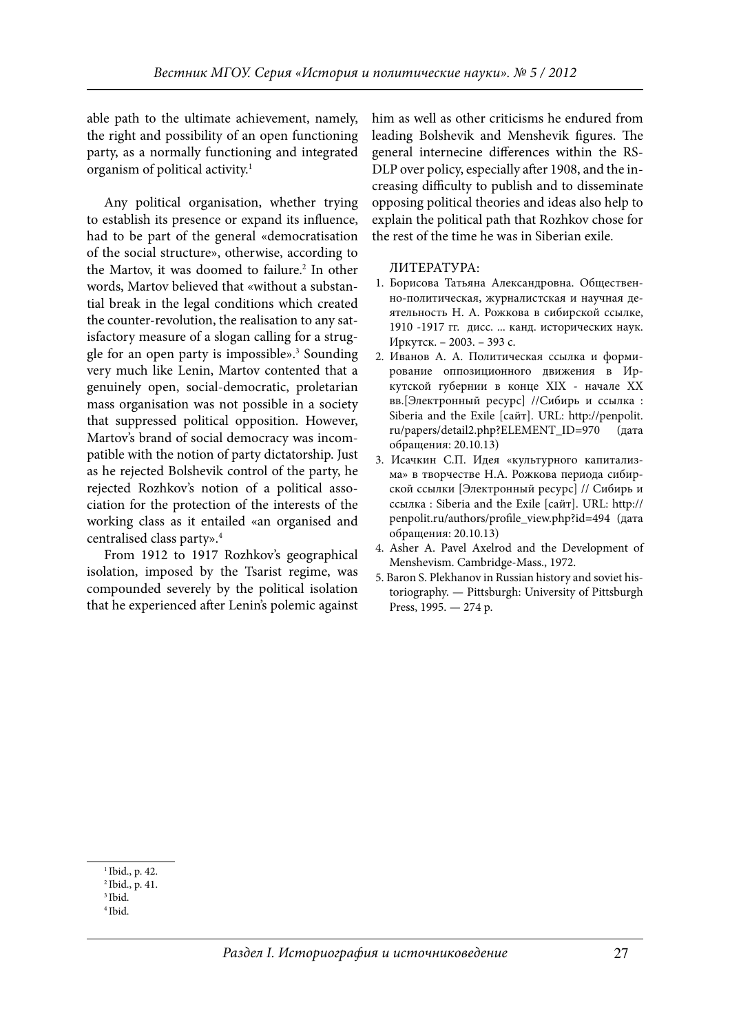able path to the ultimate achievement, namely, the right and possibility of an open functioning party, as a normally functioning and integrated organism of political activity.[1]

Any political organisation, whether trying to establish its presence or expand its influence, had to be part of the general «democratisation of the social structure», otherwise, according to the Martov, it was doomed to failure.[2] In other words, Martov believed that «without a substantial break in the legal conditions which created the counter-revolution, the realisation to any satisfactory measure of a slogan calling for a struggle for an open party is impossible».[3] Sounding very much like Lenin, Martov contented that a genuinely open, social-democratic, proletarian mass organisation was not possible in a society that suppressed political opposition. However, Martov's brand of social democracy was incompatible with the notion of party dictatorship. Just as he rejected Bolshevik control of the party, he rejected Rozhkov's notion of a political association for the protection of the interests of the working class as it entailed «an organised and centralised class party».[4]

From 1912 to 1917 Rozhkov's geographical isolation, imposed by the Tsarist regime, was compounded severely by the political isolation that he experienced after Lenin's polemic against him as well as other criticisms he endured from leading Bolshevik and Menshevik figures. The general internecine differences within the RSDLP over policy, especially after 1908, and the increasing difficulty to publish and to disseminate opposing political theories and ideas also help to explain the political path that Rozhkov chose for the rest of the time he was in Siberian exile.

ЛИТЕРАТУРА:

1. Борисова Татьяна Александровна. Общественно-политическая, журналистская и научная деятельность Н. А. Рожкова в сибирской ссылке, 1910 -1917 гг. дисс. ... канд. исторических наук. Иркутск. – 2003. – 393 с.
2. Иванов А. А. Политическая ссылка и формирование оппозиционного движения в Иркутской губернии в конце XIX - начале XX вв.[Электронный ресурс] //Сибирь и ссылка : Siberia and the Exile [сайт]. URL: http://penpolit.ru/papers/detail2.php?ELEMENT_ID=970 (дата обращения: 20.10.13)
3. Исачкин С.П. Идея «культурного капитализма» в творчестве Н.А. Рожкова периода сибирской ссылки [Электронный ресурс] // Сибирь и ссылка : Siberia and the Exile [сайт]. URL: http://penpolit.ru/authors/profile_view.php?id=494 (дата обращения: 20.10.13)
4. Asher A. Pavel Axelrod and the Development of Menshevism. Cambridge-Mass., 1972.
5. Baron S. Plekhanov in Russian history and soviet historiography. — Pittsburgh: University of Pittsburgh Press, 1995. — 274 p.

[1] Ibid., p. 42.
[2] Ibid., p. 41.
[3] Ibid.
[4] Ibid.